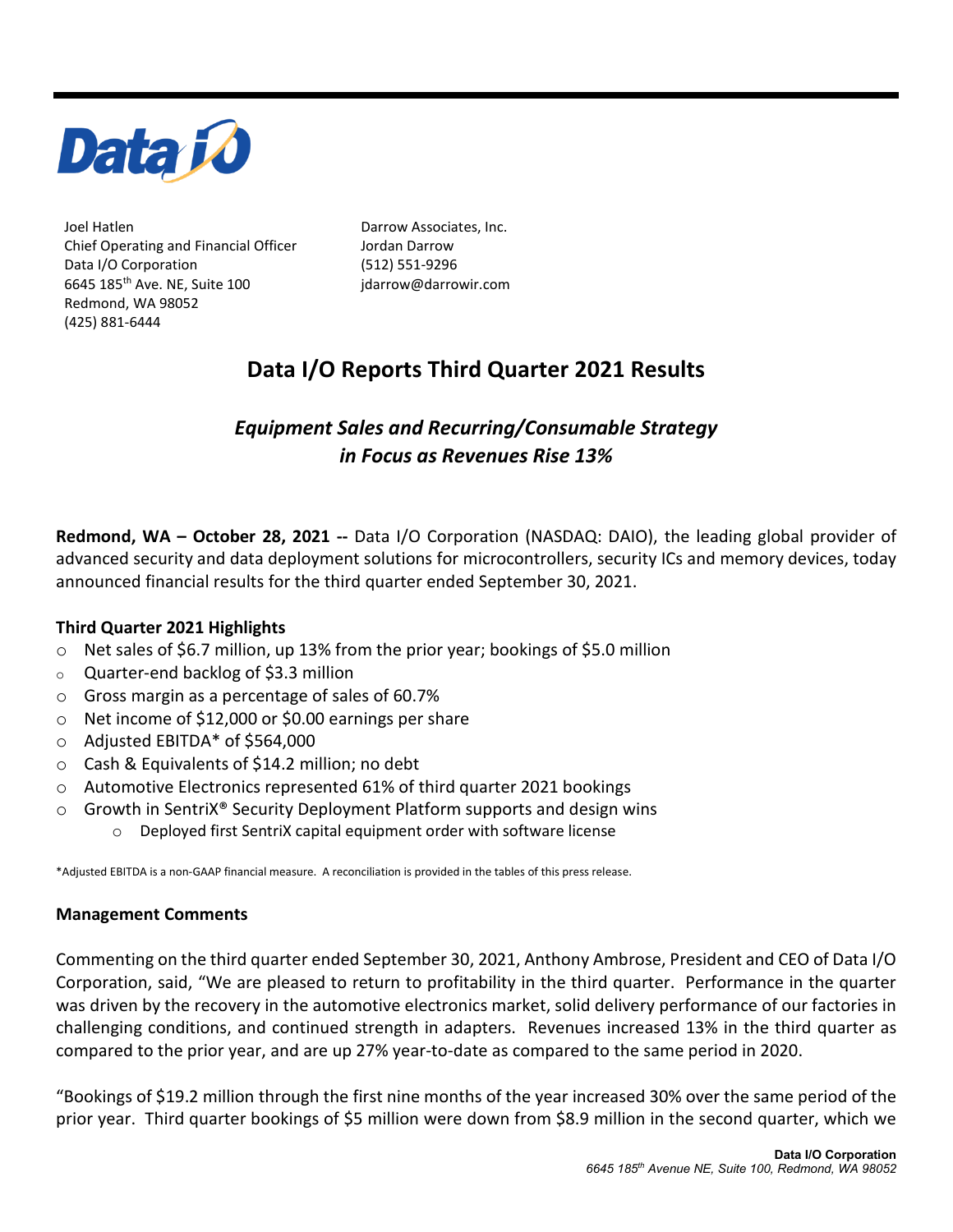Joel Hatlen
Chief Operating and Financial Officer
Data I/O Corporation
6645 185th Ave. NE, Suite 100
Redmond, WA 98052
(425) 881-6444

Darrow Associates, Inc.
Jordan Darrow
(512) 551-9296
jdarrow@darrowir.com

# Data I/O Reports Third Quarter 2021 Results

## *Equipment Sales and Recurring/Consumable Strategy in Focus as Revenues Rise 13%*

**Redmond, WA – October 28, 2021 --** Data I/O Corporation (NASDAQ: DAIO), the leading global provider of advanced security and data deployment solutions for microcontrollers, security ICs and memory devices, today announced financial results for the third quarter ended September 30, 2021.

**Third Quarter 2021 Highlights**

- Net sales of $6.7 million, up 13% from the prior year; bookings of $5.0 million
- Quarter-end backlog of $3.3 million
- Gross margin as a percentage of sales of 60.7%
- Net income of $12,000 or $0.00 earnings per share
- Adjusted EBITDA* of $564,000
- Cash & Equivalents of $14.2 million; no debt
- Automotive Electronics represented 61% of third quarter 2021 bookings
- Growth in SentriX® Security Deployment Platform supports and design wins
  - Deployed first SentriX capital equipment order with software license

*Adjusted EBITDA is a non-GAAP financial measure. A reconciliation is provided in the tables of this press release.

**Management Comments**

Commenting on the third quarter ended September 30, 2021, Anthony Ambrose, President and CEO of Data I/O Corporation, said, "We are pleased to return to profitability in the third quarter. Performance in the quarter was driven by the recovery in the automotive electronics market, solid delivery performance of our factories in challenging conditions, and continued strength in adapters. Revenues increased 13% in the third quarter as compared to the prior year, and are up 27% year-to-date as compared to the same period in 2020.

"Bookings of $19.2 million through the first nine months of the year increased 30% over the same period of the prior year. Third quarter bookings of $5 million were down from $8.9 million in the second quarter, which we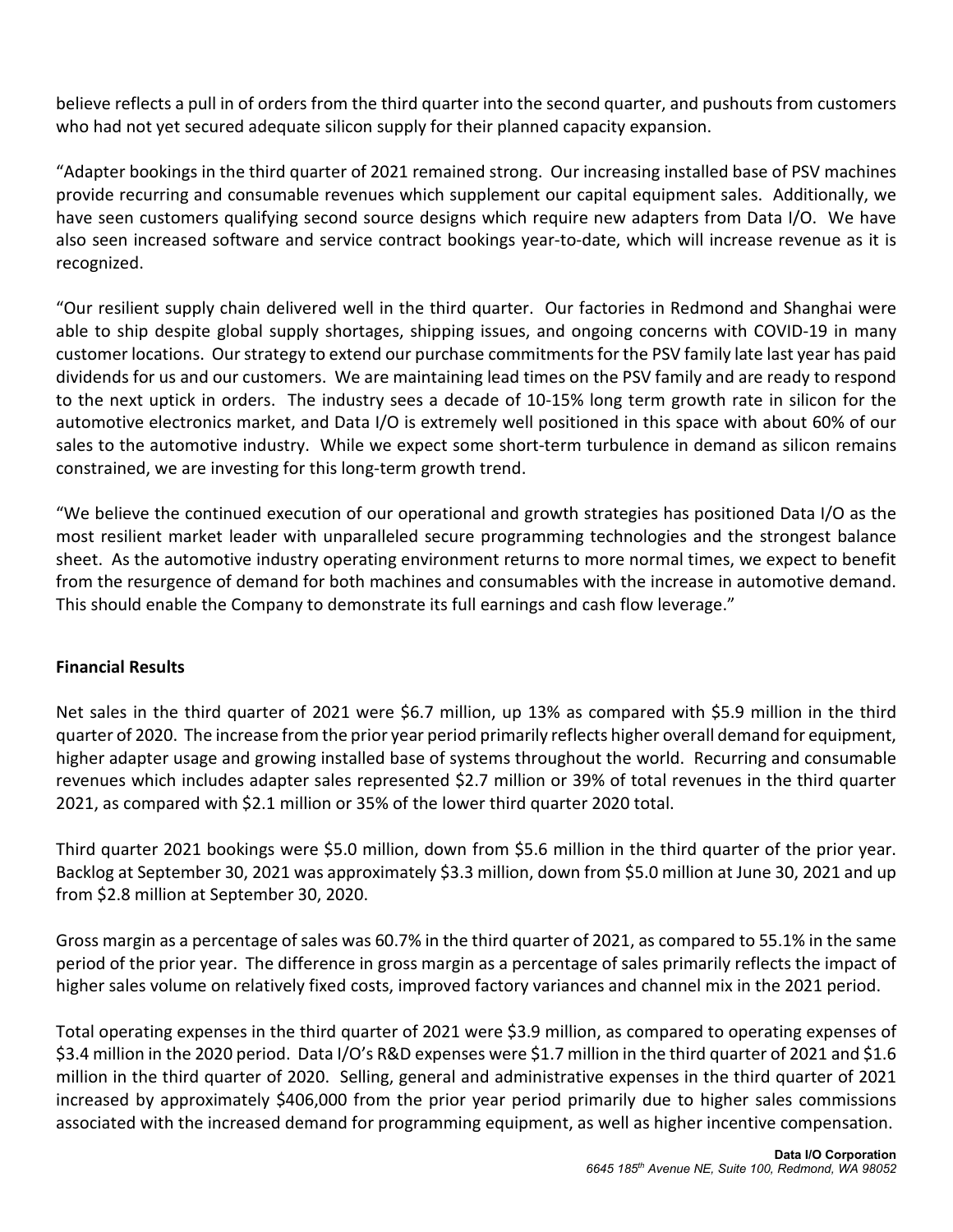believe reflects a pull in of orders from the third quarter into the second quarter, and pushouts from customers who had not yet secured adequate silicon supply for their planned capacity expansion.

"Adapter bookings in the third quarter of 2021 remained strong. Our increasing installed base of PSV machines provide recurring and consumable revenues which supplement our capital equipment sales. Additionally, we have seen customers qualifying second source designs which require new adapters from Data I/O. We have also seen increased software and service contract bookings year-to-date, which will increase revenue as it is recognized.

"Our resilient supply chain delivered well in the third quarter. Our factories in Redmond and Shanghai were able to ship despite global supply shortages, shipping issues, and ongoing concerns with COVID-19 in many customer locations. Our strategy to extend our purchase commitments for the PSV family late last year has paid dividends for us and our customers. We are maintaining lead times on the PSV family and are ready to respond to the next uptick in orders. The industry sees a decade of 10-15% long term growth rate in silicon for the automotive electronics market, and Data I/O is extremely well positioned in this space with about 60% of our sales to the automotive industry. While we expect some short-term turbulence in demand as silicon remains constrained, we are investing for this long-term growth trend.

"We believe the continued execution of our operational and growth strategies has positioned Data I/O as the most resilient market leader with unparalleled secure programming technologies and the strongest balance sheet. As the automotive industry operating environment returns to more normal times, we expect to benefit from the resurgence of demand for both machines and consumables with the increase in automotive demand. This should enable the Company to demonstrate its full earnings and cash flow leverage."

**Financial Results**

Net sales in the third quarter of 2021 were $6.7 million, up 13% as compared with $5.9 million in the third quarter of 2020. The increase from the prior year period primarily reflects higher overall demand for equipment, higher adapter usage and growing installed base of systems throughout the world. Recurring and consumable revenues which includes adapter sales represented $2.7 million or 39% of total revenues in the third quarter 2021, as compared with $2.1 million or 35% of the lower third quarter 2020 total.

Third quarter 2021 bookings were $5.0 million, down from $5.6 million in the third quarter of the prior year. Backlog at September 30, 2021 was approximately $3.3 million, down from $5.0 million at June 30, 2021 and up from $2.8 million at September 30, 2020.

Gross margin as a percentage of sales was 60.7% in the third quarter of 2021, as compared to 55.1% in the same period of the prior year. The difference in gross margin as a percentage of sales primarily reflects the impact of higher sales volume on relatively fixed costs, improved factory variances and channel mix in the 2021 period.

Total operating expenses in the third quarter of 2021 were $3.9 million, as compared to operating expenses of $3.4 million in the 2020 period. Data I/O's R&D expenses were $1.7 million in the third quarter of 2021 and $1.6 million in the third quarter of 2020. Selling, general and administrative expenses in the third quarter of 2021 increased by approximately $406,000 from the prior year period primarily due to higher sales commissions associated with the increased demand for programming equipment, as well as higher incentive compensation.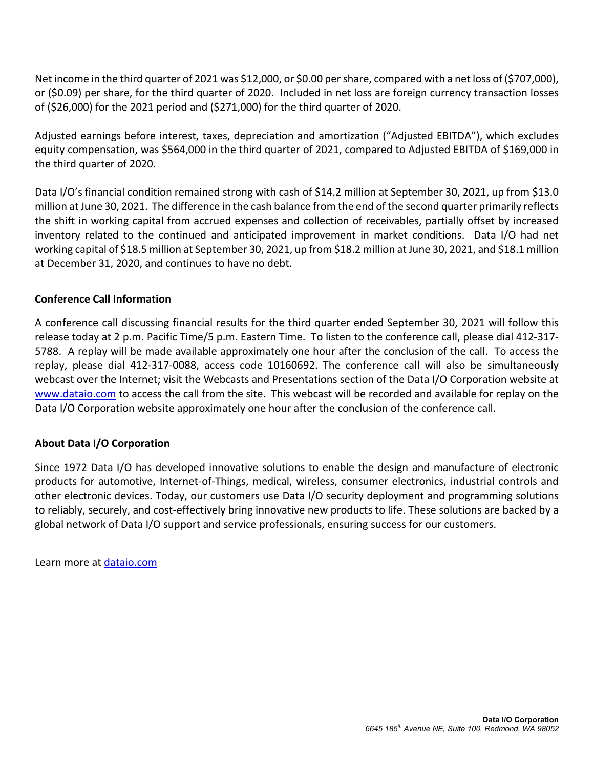Net income in the third quarter of 2021 was $12,000, or $0.00 per share, compared with a net loss of ($707,000), or ($0.09) per share, for the third quarter of 2020. Included in net loss are foreign currency transaction losses of ($26,000) for the 2021 period and ($271,000) for the third quarter of 2020.

Adjusted earnings before interest, taxes, depreciation and amortization ("Adjusted EBITDA"), which excludes equity compensation, was $564,000 in the third quarter of 2021, compared to Adjusted EBITDA of $169,000 in the third quarter of 2020.

Data I/O's financial condition remained strong with cash of $14.2 million at September 30, 2021, up from $13.0 million at June 30, 2021. The difference in the cash balance from the end of the second quarter primarily reflects the shift in working capital from accrued expenses and collection of receivables, partially offset by increased inventory related to the continued and anticipated improvement in market conditions. Data I/O had net working capital of $18.5 million at September 30, 2021, up from $18.2 million at June 30, 2021, and $18.1 million at December 31, 2020, and continues to have no debt.

**Conference Call Information**

A conference call discussing financial results for the third quarter ended September 30, 2021 will follow this release today at 2 p.m. Pacific Time/5 p.m. Eastern Time. To listen to the conference call, please dial 412-317-5788. A replay will be made available approximately one hour after the conclusion of the call. To access the replay, please dial 412-317-0088, access code 10160692. The conference call will also be simultaneously webcast over the Internet; visit the Webcasts and Presentations section of the Data I/O Corporation website at [www.dataio.com](http://www.dataio.com) to access the call from the site. This webcast will be recorded and available for replay on the Data I/O Corporation website approximately one hour after the conclusion of the conference call.

**About Data I/O Corporation**

Since 1972 Data I/O has developed innovative solutions to enable the design and manufacture of electronic products for automotive, Internet-of-Things, medical, wireless, consumer electronics, industrial controls and other electronic devices. Today, our customers use Data I/O security deployment and programming solutions to reliably, securely, and cost-effectively bring innovative new products to life. These solutions are backed by a global network of Data I/O support and service professionals, ensuring success for our customers.

Learn more at [dataio.com](http://dataio.com)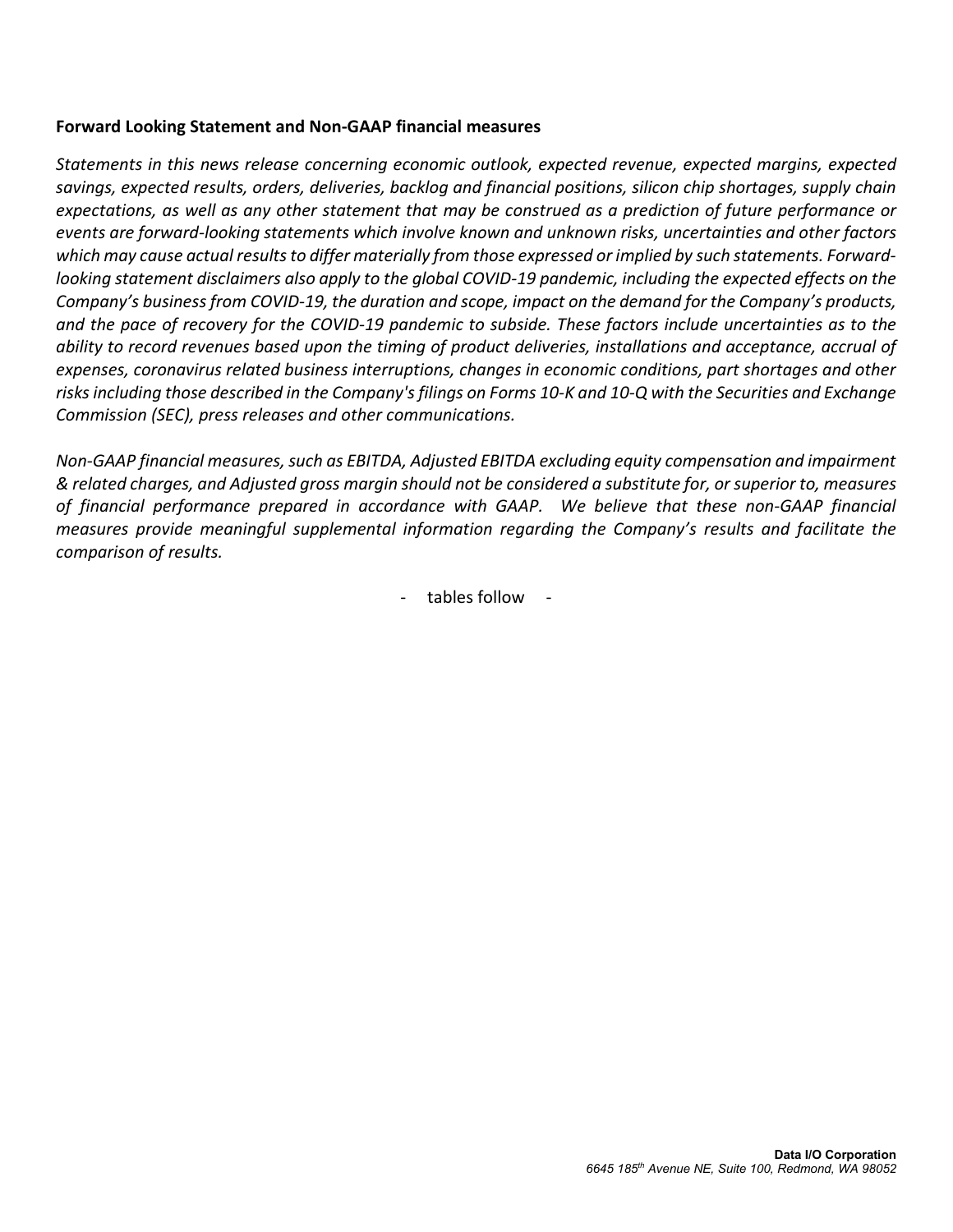**Forward Looking Statement and Non-GAAP financial measures**

*Statements in this news release concerning economic outlook, expected revenue, expected margins, expected savings, expected results, orders, deliveries, backlog and financial positions, silicon chip shortages, supply chain expectations, as well as any other statement that may be construed as a prediction of future performance or events are forward-looking statements which involve known and unknown risks, uncertainties and other factors which may cause actual results to differ materially from those expressed or implied by such statements. Forward-looking statement disclaimers also apply to the global COVID-19 pandemic, including the expected effects on the Company's business from COVID-19, the duration and scope, impact on the demand for the Company's products, and the pace of recovery for the COVID-19 pandemic to subside. These factors include uncertainties as to the ability to record revenues based upon the timing of product deliveries, installations and acceptance, accrual of expenses, coronavirus related business interruptions, changes in economic conditions, part shortages and other risks including those described in the Company's filings on Forms 10-K and 10-Q with the Securities and Exchange Commission (SEC), press releases and other communications.*

*Non-GAAP financial measures, such as EBITDA, Adjusted EBITDA excluding equity compensation and impairment & related charges, and Adjusted gross margin should not be considered a substitute for, or superior to, measures of financial performance prepared in accordance with GAAP. We believe that these non-GAAP financial measures provide meaningful supplemental information regarding the Company's results and facilitate the comparison of results.*

- tables follow -

**Data I/O Corporation**
*6645 185th Avenue NE, Suite 100, Redmond, WA 98052*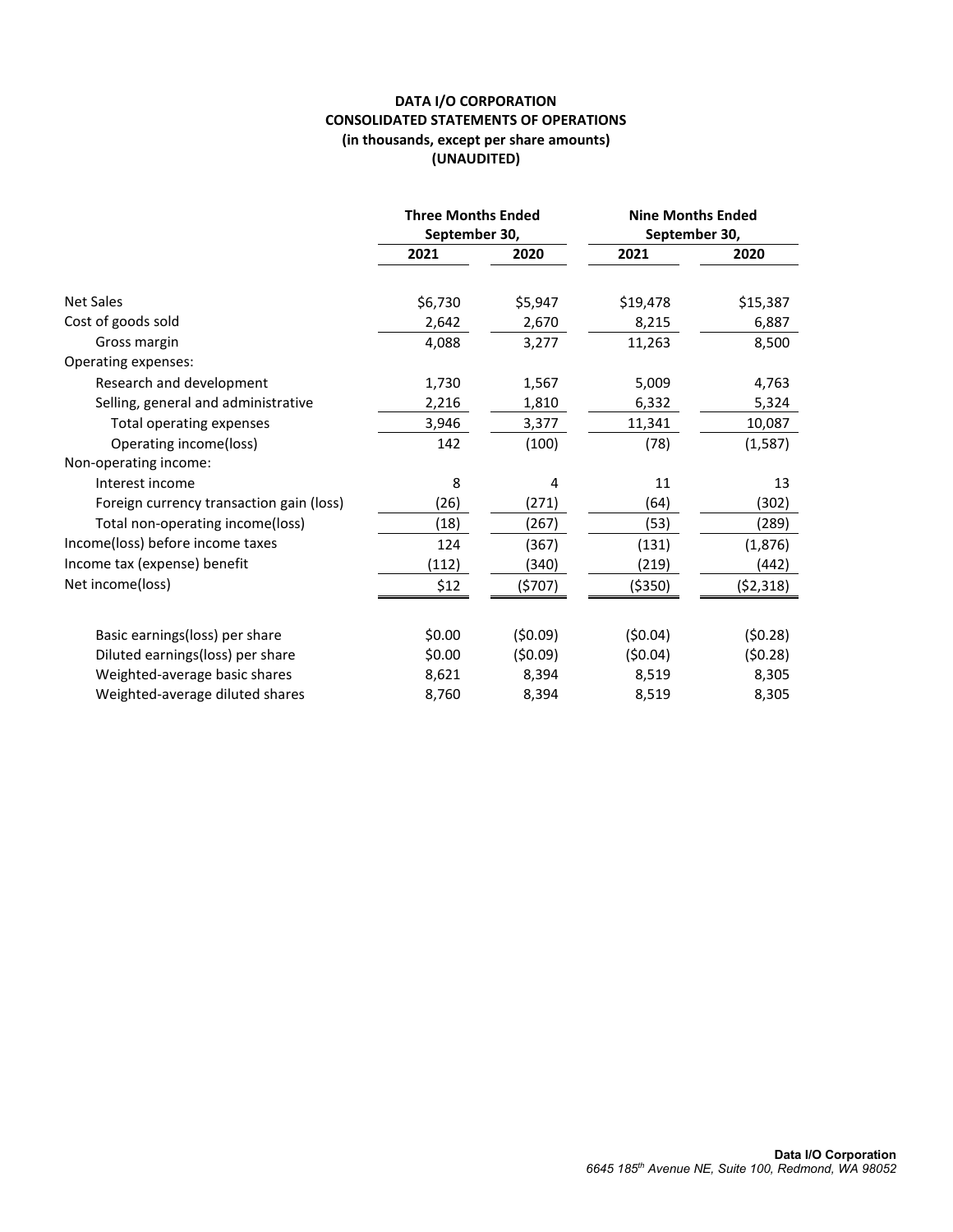**DATA I/O CORPORATION**
**CONSOLIDATED STATEMENTS OF OPERATIONS**
**(in thousands, except per share amounts)**
**(UNAUDITED)**

| | Three Months Ended September 30, | | Nine Months Ended September 30, | |
|---|---|---|---|---|
| | 2021 | 2020 | 2021 | 2020 |
| Net Sales | $6,730 | $5,947 | $19,478 | $15,387 |
| Cost of goods sold | 2,642 | 2,670 | 8,215 | 6,887 |
| Gross margin | 4,088 | 3,277 | 11,263 | 8,500 |
| Operating expenses: | | | | |
| Research and development | 1,730 | 1,567 | 5,009 | 4,763 |
| Selling, general and administrative | 2,216 | 1,810 | 6,332 | 5,324 |
| Total operating expenses | 3,946 | 3,377 | 11,341 | 10,087 |
| Operating income(loss) | 142 | (100) | (78) | (1,587) |
| Non-operating income: | | | | |
| Interest income | 8 | 4 | 11 | 13 |
| Foreign currency transaction gain (loss) | (26) | (271) | (64) | (302) |
| Total non-operating income(loss) | (18) | (267) | (53) | (289) |
| Income(loss) before income taxes | 124 | (367) | (131) | (1,876) |
| Income tax (expense) benefit | (112) | (340) | (219) | (442) |
| Net income(loss) | $12 | ($707) | ($350) | ($2,318) |
| | | | | |
| Basic earnings(loss) per share | $0.00 | ($0.09) | ($0.04) | ($0.28) |
| Diluted earnings(loss) per share | $0.00 | ($0.09) | ($0.04) | ($0.28) |
| Weighted-average basic shares | 8,621 | 8,394 | 8,519 | 8,305 |
| Weighted-average diluted shares | 8,760 | 8,394 | 8,519 | 8,305 |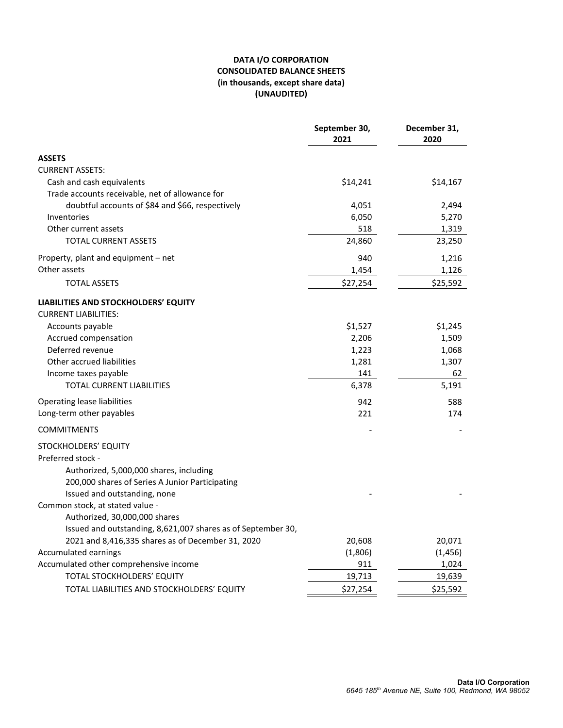**DATA I/O CORPORATION**
**CONSOLIDATED BALANCE SHEETS**
**(in thousands, except share data)**
**(UNAUDITED)**

| | September 30, 2021 | December 31, 2020 |
|---|---|---|
| **ASSETS** | | |
| CURRENT ASSETS: | | |
| Cash and cash equivalents | $14,241 | $14,167 |
| Trade accounts receivable, net of allowance for doubtful accounts of $84 and $66, respectively | 4,051 | 2,494 |
| Inventories | 6,050 | 5,270 |
| Other current assets | 518 | 1,319 |
| TOTAL CURRENT ASSETS | 24,860 | 23,250 |
| Property, plant and equipment – net | 940 | 1,216 |
| Other assets | 1,454 | 1,126 |
| TOTAL ASSETS | $27,254 | $25,592 |
| **LIABILITIES AND STOCKHOLDERS' EQUITY** | | |
| CURRENT LIABILITIES: | | |
| Accounts payable | $1,527 | $1,245 |
| Accrued compensation | 2,206 | 1,509 |
| Deferred revenue | 1,223 | 1,068 |
| Other accrued liabilities | 1,281 | 1,307 |
| Income taxes payable | 141 | 62 |
| TOTAL CURRENT LIABILITIES | 6,378 | 5,191 |
| Operating lease liabilities | 942 | 588 |
| Long-term other payables | 221 | 174 |
| COMMITMENTS | - | - |
| STOCKHOLDERS' EQUITY | | |
| Preferred stock - Authorized, 5,000,000 shares, including 200,000 shares of Series A Junior Participating Issued and outstanding, none | - | - |
| Common stock, at stated value - Authorized, 30,000,000 shares Issued and outstanding, 8,621,007 shares as of September 30, 2021 and 8,416,335 shares as of December 31, 2020 | 20,608 | 20,071 |
| Accumulated earnings | (1,806) | (1,456) |
| Accumulated other comprehensive income | 911 | 1,024 |
| TOTAL STOCKHOLDERS' EQUITY | 19,713 | 19,639 |
| TOTAL LIABILITIES AND STOCKHOLDERS' EQUITY | $27,254 | $25,592 |

**Data I/O Corporation**
*6645 185th Avenue NE, Suite 100, Redmond, WA 98052*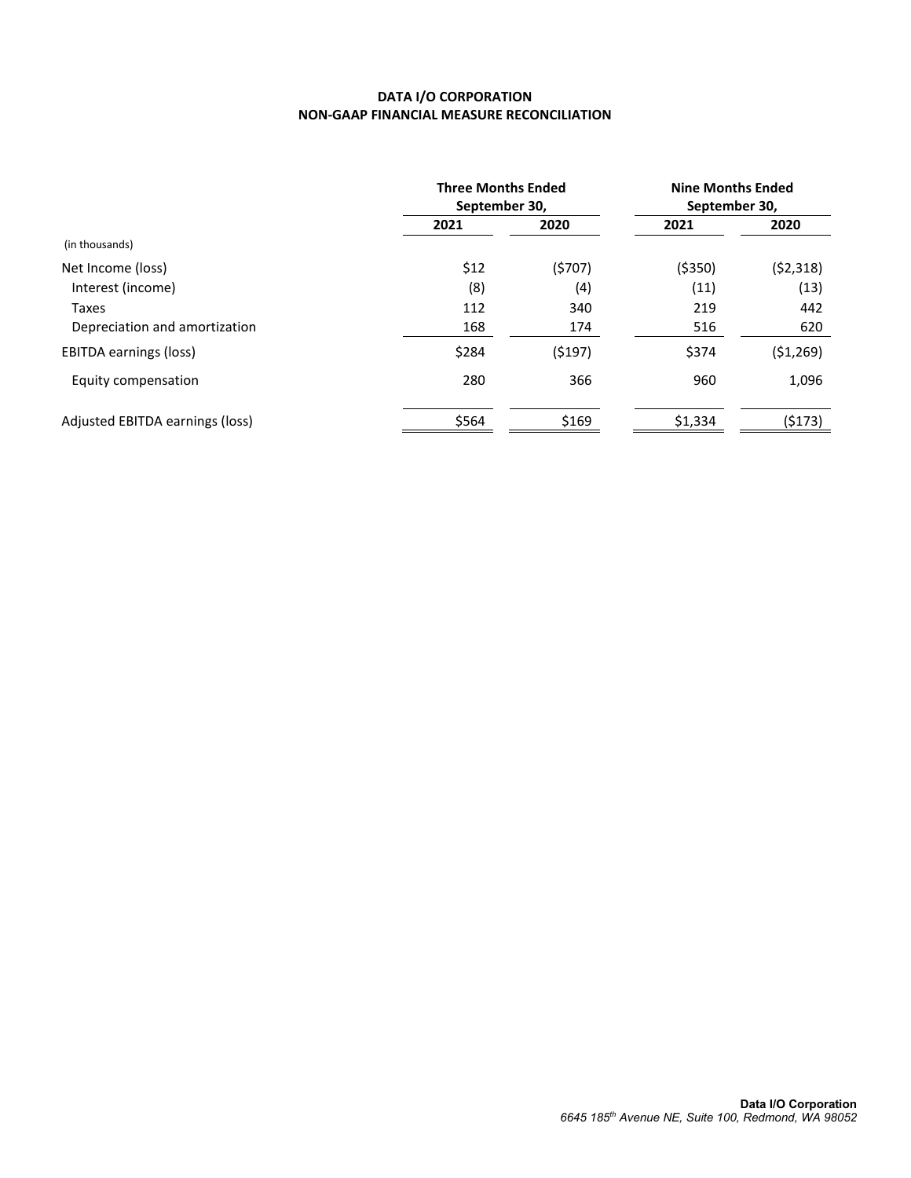**DATA I/O CORPORATION**
**NON-GAAP FINANCIAL MEASURE RECONCILIATION**

| | Three Months Ended September 30, | | Nine Months Ended September 30, | |
|---|---|---|---|---|
| | 2021 | 2020 | 2021 | 2020 |
| (in thousands) | | | | |
| Net Income (loss) | $12 | ($707) | ($350) | ($2,318) |
| Interest (income) | (8) | (4) | (11) | (13) |
| Taxes | 112 | 340 | 219 | 442 |
| Depreciation and amortization | 168 | 174 | 516 | 620 |
| EBITDA earnings (loss) | $284 | ($197) | $374 | ($1,269) |
| Equity compensation | 280 | 366 | 960 | 1,096 |
| Adjusted EBITDA earnings (loss) | $564 | $169 | $1,334 | ($173) |

**Data I/O Corporation**
*6645 185th Avenue NE, Suite 100, Redmond, WA 98052*